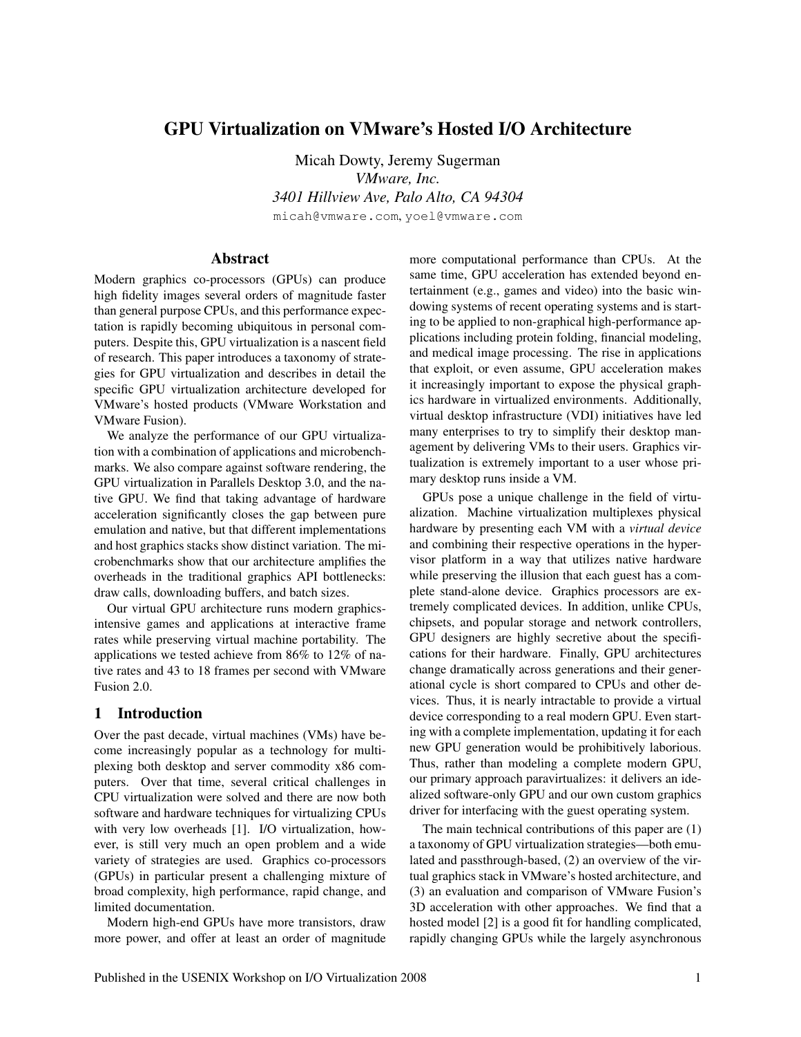# GPU Virtualization on VMware's Hosted I/O Architecture

Micah Dowty, Jeremy Sugerman
*VMware, Inc.*
*3401 Hillview Ave, Palo Alto, CA 94304*
micah@vmware.com, yoel@vmware.com

## Abstract

Modern graphics co-processors (GPUs) can produce high fidelity images several orders of magnitude faster than general purpose CPUs, and this performance expectation is rapidly becoming ubiquitous in personal computers. Despite this, GPU virtualization is a nascent field of research. This paper introduces a taxonomy of strategies for GPU virtualization and describes in detail the specific GPU virtualization architecture developed for VMware's hosted products (VMware Workstation and VMware Fusion).

We analyze the performance of our GPU virtualization with a combination of applications and microbenchmarks. We also compare against software rendering, the GPU virtualization in Parallels Desktop 3.0, and the native GPU. We find that taking advantage of hardware acceleration significantly closes the gap between pure emulation and native, but that different implementations and host graphics stacks show distinct variation. The microbenchmarks show that our architecture amplifies the overheads in the traditional graphics API bottlenecks: draw calls, downloading buffers, and batch sizes.

Our virtual GPU architecture runs modern graphics-intensive games and applications at interactive frame rates while preserving virtual machine portability. The applications we tested achieve from 86% to 12% of native rates and 43 to 18 frames per second with VMware Fusion 2.0.

## 1 Introduction

Over the past decade, virtual machines (VMs) have become increasingly popular as a technology for multiplexing both desktop and server commodity x86 computers. Over that time, several critical challenges in CPU virtualization were solved and there are now both software and hardware techniques for virtualizing CPUs with very low overheads [1]. I/O virtualization, however, is still very much an open problem and a wide variety of strategies are used. Graphics co-processors (GPUs) in particular present a challenging mixture of broad complexity, high performance, rapid change, and limited documentation.

Modern high-end GPUs have more transistors, draw more power, and offer at least an order of magnitude more computational performance than CPUs. At the same time, GPU acceleration has extended beyond entertainment (e.g., games and video) into the basic windowing systems of recent operating systems and is starting to be applied to non-graphical high-performance applications including protein folding, financial modeling, and medical image processing. The rise in applications that exploit, or even assume, GPU acceleration makes it increasingly important to expose the physical graphics hardware in virtualized environments. Additionally, virtual desktop infrastructure (VDI) initiatives have led many enterprises to try to simplify their desktop management by delivering VMs to their users. Graphics virtualization is extremely important to a user whose primary desktop runs inside a VM.

GPUs pose a unique challenge in the field of virtualization. Machine virtualization multiplexes physical hardware by presenting each VM with a *virtual device* and combining their respective operations in the hypervisor platform in a way that utilizes native hardware while preserving the illusion that each guest has a complete stand-alone device. Graphics processors are extremely complicated devices. In addition, unlike CPUs, chipsets, and popular storage and network controllers, GPU designers are highly secretive about the specifications for their hardware. Finally, GPU architectures change dramatically across generations and their generational cycle is short compared to CPUs and other devices. Thus, it is nearly intractable to provide a virtual device corresponding to a real modern GPU. Even starting with a complete implementation, updating it for each new GPU generation would be prohibitively laborious. Thus, rather than modeling a complete modern GPU, our primary approach paravirtualizes: it delivers an idealized software-only GPU and our own custom graphics driver for interfacing with the guest operating system.

The main technical contributions of this paper are (1) a taxonomy of GPU virtualization strategies—both emulated and passthrough-based, (2) an overview of the virtual graphics stack in VMware's hosted architecture, and (3) an evaluation and comparison of VMware Fusion's 3D acceleration with other approaches. We find that a hosted model [2] is a good fit for handling complicated, rapidly changing GPUs while the largely asynchronous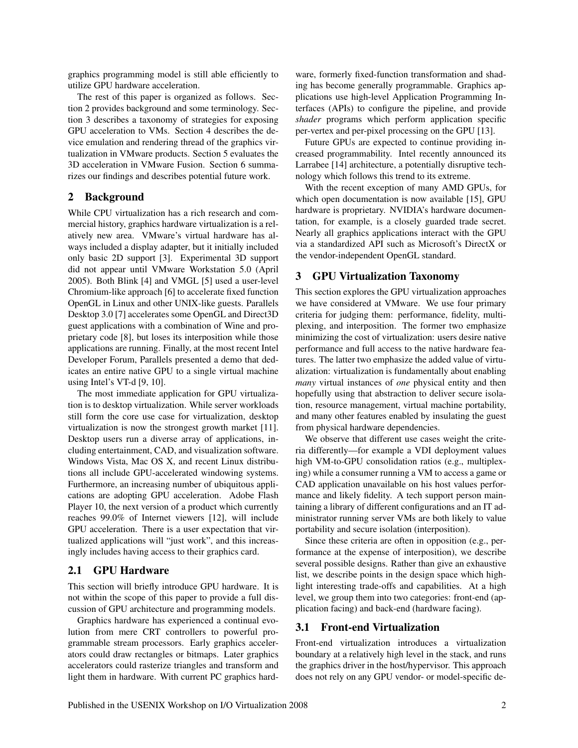graphics programming model is still able efficiently to utilize GPU hardware acceleration.

The rest of this paper is organized as follows. Section 2 provides background and some terminology. Section 3 describes a taxonomy of strategies for exposing GPU acceleration to VMs. Section 4 describes the device emulation and rendering thread of the graphics virtualization in VMware products. Section 5 evaluates the 3D acceleration in VMware Fusion. Section 6 summarizes our findings and describes potential future work.

## 2 Background

While CPU virtualization has a rich research and commercial history, graphics hardware virtualization is a relatively new area. VMware's virtual hardware has always included a display adapter, but it initially included only basic 2D support [3]. Experimental 3D support did not appear until VMware Workstation 5.0 (April 2005). Both Blink [4] and VMGL [5] used a user-level Chromium-like approach [6] to accelerate fixed function OpenGL in Linux and other UNIX-like guests. Parallels Desktop 3.0 [7] accelerates some OpenGL and Direct3D guest applications with a combination of Wine and proprietary code [8], but loses its interposition while those applications are running. Finally, at the most recent Intel Developer Forum, Parallels presented a demo that dedicates an entire native GPU to a single virtual machine using Intel's VT-d [9, 10].

The most immediate application for GPU virtualization is to desktop virtualization. While server workloads still form the core use case for virtualization, desktop virtualization is now the strongest growth market [11]. Desktop users run a diverse array of applications, including entertainment, CAD, and visualization software. Windows Vista, Mac OS X, and recent Linux distributions all include GPU-accelerated windowing systems. Furthermore, an increasing number of ubiquitous applications are adopting GPU acceleration. Adobe Flash Player 10, the next version of a product which currently reaches 99.0% of Internet viewers [12], will include GPU acceleration. There is a user expectation that virtualized applications will "just work", and this increasingly includes having access to their graphics card.

### 2.1 GPU Hardware

This section will briefly introduce GPU hardware. It is not within the scope of this paper to provide a full discussion of GPU architecture and programming models.

Graphics hardware has experienced a continual evolution from mere CRT controllers to powerful programmable stream processors. Early graphics accelerators could draw rectangles or bitmaps. Later graphics accelerators could rasterize triangles and transform and light them in hardware. With current PC graphics hardware, formerly fixed-function transformation and shading has become generally programmable. Graphics applications use high-level Application Programming Interfaces (APIs) to configure the pipeline, and provide *shader* programs which perform application specific per-vertex and per-pixel processing on the GPU [13].

Future GPUs are expected to continue providing increased programmability. Intel recently announced its Larrabee [14] architecture, a potentially disruptive technology which follows this trend to its extreme.

With the recent exception of many AMD GPUs, for which open documentation is now available [15], GPU hardware is proprietary. NVIDIA's hardware documentation, for example, is a closely guarded trade secret. Nearly all graphics applications interact with the GPU via a standardized API such as Microsoft's DirectX or the vendor-independent OpenGL standard.

## 3 GPU Virtualization Taxonomy

This section explores the GPU virtualization approaches we have considered at VMware. We use four primary criteria for judging them: performance, fidelity, multiplexing, and interposition. The former two emphasize minimizing the cost of virtualization: users desire native performance and full access to the native hardware features. The latter two emphasize the added value of virtualization: virtualization is fundamentally about enabling *many* virtual instances of *one* physical entity and then hopefully using that abstraction to deliver secure isolation, resource management, virtual machine portability, and many other features enabled by insulating the guest from physical hardware dependencies.

We observe that different use cases weight the criteria differently—for example a VDI deployment values high VM-to-GPU consolidation ratios (e.g., multiplexing) while a consumer running a VM to access a game or CAD application unavailable on his host values performance and likely fidelity. A tech support person maintaining a library of different configurations and an IT administrator running server VMs are both likely to value portability and secure isolation (interposition).

Since these criteria are often in opposition (e.g., performance at the expense of interposition), we describe several possible designs. Rather than give an exhaustive list, we describe points in the design space which highlight interesting trade-offs and capabilities. At a high level, we group them into two categories: front-end (application facing) and back-end (hardware facing).

### 3.1 Front-end Virtualization

Front-end virtualization introduces a virtualization boundary at a relatively high level in the stack, and runs the graphics driver in the host/hypervisor. This approach does not rely on any GPU vendor- or model-specific de-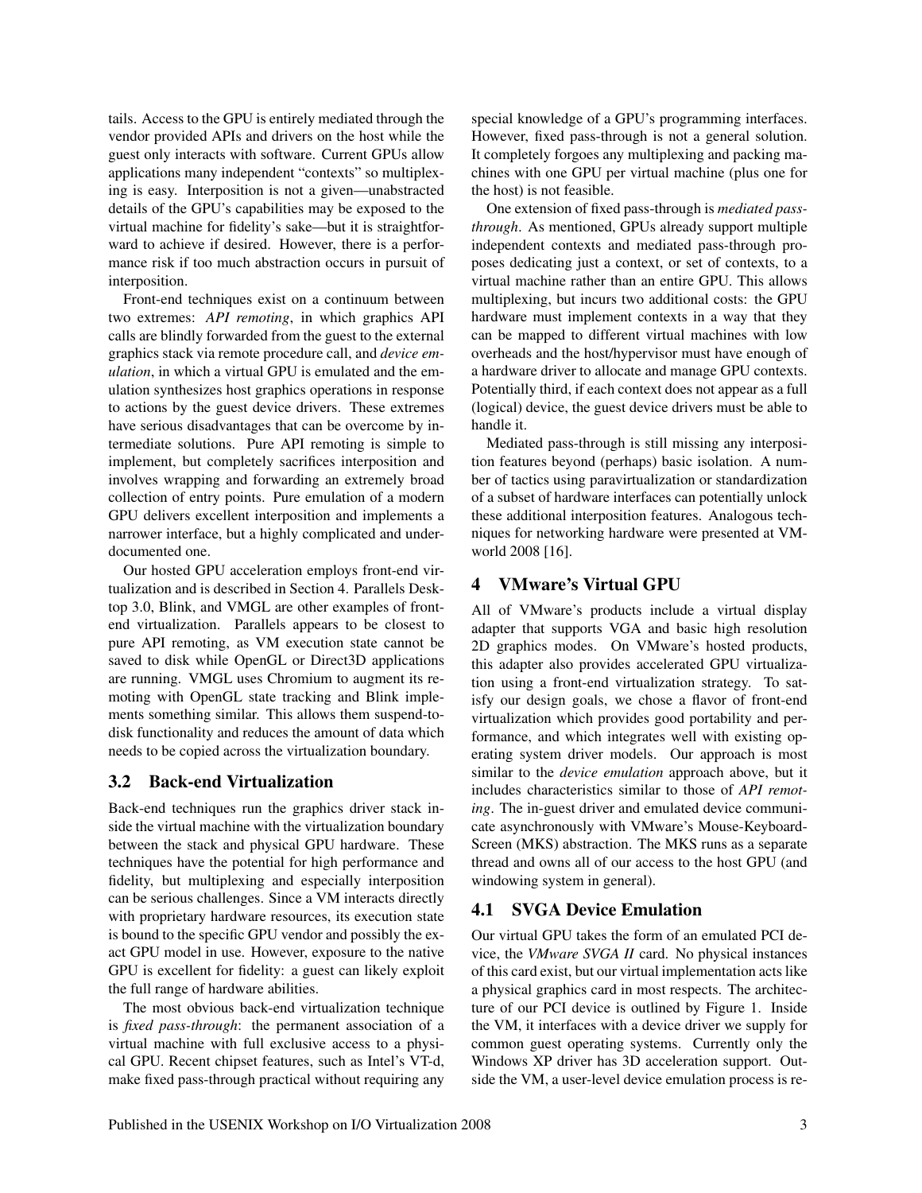tails. Access to the GPU is entirely mediated through the vendor provided APIs and drivers on the host while the guest only interacts with software. Current GPUs allow applications many independent "contexts" so multiplexing is easy. Interposition is not a given—unabstracted details of the GPU's capabilities may be exposed to the virtual machine for fidelity's sake—but it is straightforward to achieve if desired. However, there is a performance risk if too much abstraction occurs in pursuit of interposition.

Front-end techniques exist on a continuum between two extremes: *API remoting*, in which graphics API calls are blindly forwarded from the guest to the external graphics stack via remote procedure call, and *device emulation*, in which a virtual GPU is emulated and the emulation synthesizes host graphics operations in response to actions by the guest device drivers. These extremes have serious disadvantages that can be overcome by intermediate solutions. Pure API remoting is simple to implement, but completely sacrifices interposition and involves wrapping and forwarding an extremely broad collection of entry points. Pure emulation of a modern GPU delivers excellent interposition and implements a narrower interface, but a highly complicated and underdocumented one.

Our hosted GPU acceleration employs front-end virtualization and is described in Section 4. Parallels Desktop 3.0, Blink, and VMGL are other examples of front-end virtualization. Parallels appears to be closest to pure API remoting, as VM execution state cannot be saved to disk while OpenGL or Direct3D applications are running. VMGL uses Chromium to augment its remoting with OpenGL state tracking and Blink implements something similar. This allows them suspend-to-disk functionality and reduces the amount of data which needs to be copied across the virtualization boundary.

### 3.2 Back-end Virtualization

Back-end techniques run the graphics driver stack inside the virtual machine with the virtualization boundary between the stack and physical GPU hardware. These techniques have the potential for high performance and fidelity, but multiplexing and especially interposition can be serious challenges. Since a VM interacts directly with proprietary hardware resources, its execution state is bound to the specific GPU vendor and possibly the exact GPU model in use. However, exposure to the native GPU is excellent for fidelity: a guest can likely exploit the full range of hardware abilities.

The most obvious back-end virtualization technique is *fixed pass-through*: the permanent association of a virtual machine with full exclusive access to a physical GPU. Recent chipset features, such as Intel's VT-d, make fixed pass-through practical without requiring any special knowledge of a GPU's programming interfaces. However, fixed pass-through is not a general solution. It completely forgoes any multiplexing and packing machines with one GPU per virtual machine (plus one for the host) is not feasible.

One extension of fixed pass-through is *mediated pass-through*. As mentioned, GPUs already support multiple independent contexts and mediated pass-through proposes dedicating just a context, or set of contexts, to a virtual machine rather than an entire GPU. This allows multiplexing, but incurs two additional costs: the GPU hardware must implement contexts in a way that they can be mapped to different virtual machines with low overheads and the host/hypervisor must have enough of a hardware driver to allocate and manage GPU contexts. Potentially third, if each context does not appear as a full (logical) device, the guest device drivers must be able to handle it.

Mediated pass-through is still missing any interposition features beyond (perhaps) basic isolation. A number of tactics using paravirtualization or standardization of a subset of hardware interfaces can potentially unlock these additional interposition features. Analogous techniques for networking hardware were presented at VMworld 2008 [16].

## 4 VMware's Virtual GPU

All of VMware's products include a virtual display adapter that supports VGA and basic high resolution 2D graphics modes. On VMware's hosted products, this adapter also provides accelerated GPU virtualization using a front-end virtualization strategy. To satisfy our design goals, we chose a flavor of front-end virtualization which provides good portability and performance, and which integrates well with existing operating system driver models. Our approach is most similar to the *device emulation* approach above, but it includes characteristics similar to those of *API remoting*. The in-guest driver and emulated device communicate asynchronously with VMware's Mouse-Keyboard-Screen (MKS) abstraction. The MKS runs as a separate thread and owns all of our access to the host GPU (and windowing system in general).

### 4.1 SVGA Device Emulation

Our virtual GPU takes the form of an emulated PCI device, the *VMware SVGA II* card. No physical instances of this card exist, but our virtual implementation acts like a physical graphics card in most respects. The architecture of our PCI device is outlined by Figure 1. Inside the VM, it interfaces with a device driver we supply for common guest operating systems. Currently only the Windows XP driver has 3D acceleration support. Outside the VM, a user-level device emulation process is re-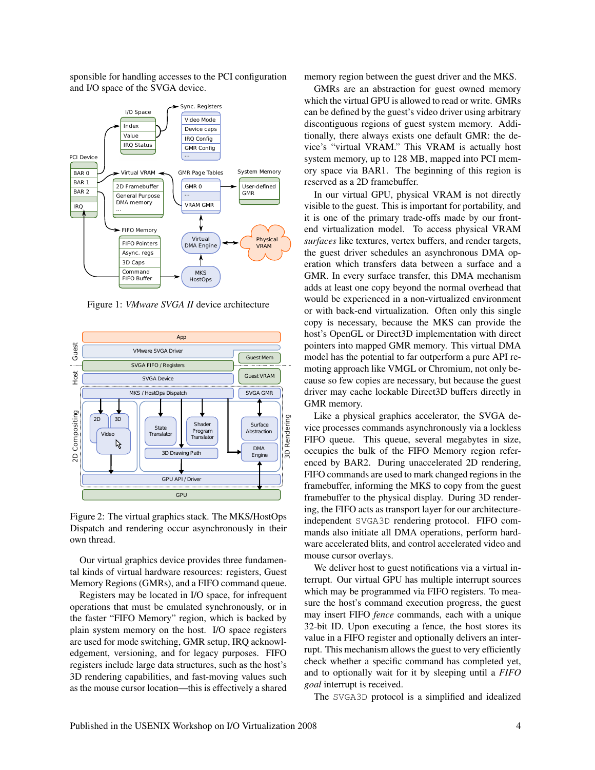sponsible for handling accesses to the PCI configuration and I/O space of the SVGA device.

Figure 1: *VMware SVGA II* device architecture

Figure 2: The virtual graphics stack. The MKS/HostOps Dispatch and rendering occur asynchronously in their own thread.

Our virtual graphics device provides three fundamental kinds of virtual hardware resources: registers, Guest Memory Regions (GMRs), and a FIFO command queue.

Registers may be located in I/O space, for infrequent operations that must be emulated synchronously, or in the faster "FIFO Memory" region, which is backed by plain system memory on the host. I/O space registers are used for mode switching, GMR setup, IRQ acknowledgement, versioning, and for legacy purposes. FIFO registers include large data structures, such as the host's 3D rendering capabilities, and fast-moving values such as the mouse cursor location—this is effectively a shared memory region between the guest driver and the MKS.

GMRs are an abstraction for guest owned memory which the virtual GPU is allowed to read or write. GMRs can be defined by the guest's video driver using arbitrary discontiguous regions of guest system memory. Additionally, there always exists one default GMR: the device's "virtual VRAM." This VRAM is actually host system memory, up to 128 MB, mapped into PCI memory space via BAR1. The beginning of this region is reserved as a 2D framebuffer.

In our virtual GPU, physical VRAM is not directly visible to the guest. This is important for portability, and it is one of the primary trade-offs made by our front-end virtualization model. To access physical VRAM *surfaces* like textures, vertex buffers, and render targets, the guest driver schedules an asynchronous DMA operation which transfers data between a surface and a GMR. In every surface transfer, this DMA mechanism adds at least one copy beyond the normal overhead that would be experienced in a non-virtualized environment or with back-end virtualization. Often only this single copy is necessary, because the MKS can provide the host's OpenGL or Direct3D implementation with direct pointers into mapped GMR memory. This virtual DMA model has the potential to far outperform a pure API remoting approach like VMGL or Chromium, not only because so few copies are necessary, but because the guest driver may cache lockable Direct3D buffers directly in GMR memory.

Like a physical graphics accelerator, the SVGA device processes commands asynchronously via a lockless FIFO queue. This queue, several megabytes in size, occupies the bulk of the FIFO Memory region referenced by BAR2. During unaccelerated 2D rendering, FIFO commands are used to mark changed regions in the framebuffer, informing the MKS to copy from the guest framebuffer to the physical display. During 3D rendering, the FIFO acts as transport layer for our architecture-independent SVGA3D rendering protocol. FIFO commands also initiate all DMA operations, perform hardware accelerated blits, and control accelerated video and mouse cursor overlays.

We deliver host to guest notifications via a virtual interrupt. Our virtual GPU has multiple interrupt sources which may be programmed via FIFO registers. To measure the host's command execution progress, the guest may insert FIFO *fence* commands, each with a unique 32-bit ID. Upon executing a fence, the host stores its value in a FIFO register and optionally delivers an interrupt. This mechanism allows the guest to very efficiently check whether a specific command has completed yet, and to optionally wait for it by sleeping until a *FIFO goal* interrupt is received.

The SVGA3D protocol is a simplified and idealized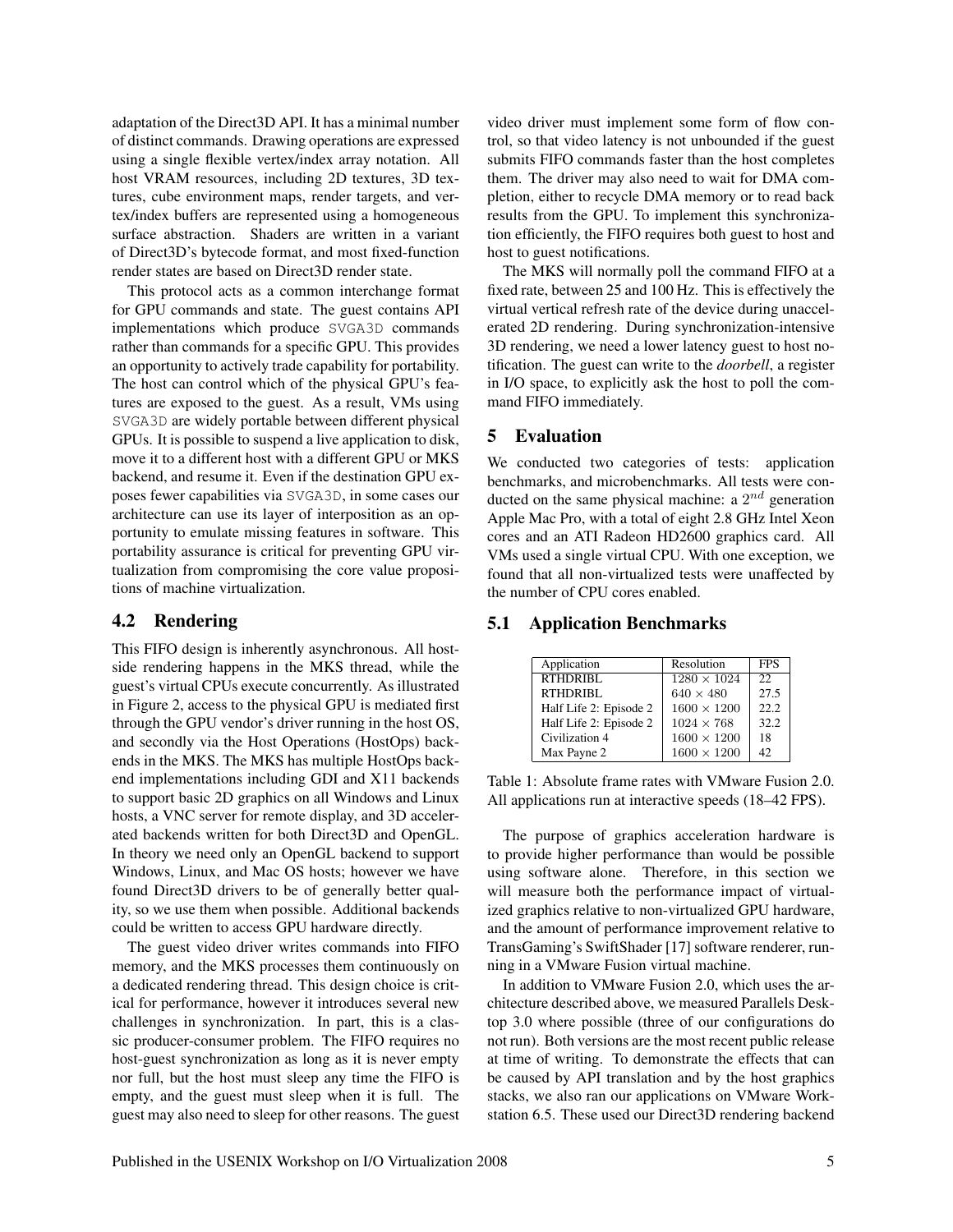adaptation of the Direct3D API. It has a minimal number of distinct commands. Drawing operations are expressed using a single flexible vertex/index array notation. All host VRAM resources, including 2D textures, 3D textures, cube environment maps, render targets, and vertex/index buffers are represented using a homogeneous surface abstraction. Shaders are written in a variant of Direct3D's bytecode format, and most fixed-function render states are based on Direct3D render state.

This protocol acts as a common interchange format for GPU commands and state. The guest contains API implementations which produce `SVGA3D` commands rather than commands for a specific GPU. This provides an opportunity to actively trade capability for portability. The host can control which of the physical GPU's features are exposed to the guest. As a result, VMs using `SVGA3D` are widely portable between different physical GPUs. It is possible to suspend a live application to disk, move it to a different host with a different GPU or MKS backend, and resume it. Even if the destination GPU exposes fewer capabilities via `SVGA3D`, in some cases our architecture can use its layer of interposition as an opportunity to emulate missing features in software. This portability assurance is critical for preventing GPU virtualization from compromising the core value propositions of machine virtualization.

## 4.2 Rendering

This FIFO design is inherently asynchronous. All host-side rendering happens in the MKS thread, while the guest's virtual CPUs execute concurrently. As illustrated in Figure 2, access to the physical GPU is mediated first through the GPU vendor's driver running in the host OS, and secondly via the Host Operations (HostOps) backends in the MKS. The MKS has multiple HostOps backend implementations including GDI and X11 backends to support basic 2D graphics on all Windows and Linux hosts, a VNC server for remote display, and 3D accelerated backends written for both Direct3D and OpenGL. In theory we need only an OpenGL backend to support Windows, Linux, and Mac OS hosts; however we have found Direct3D drivers to be of generally better quality, so we use them when possible. Additional backends could be written to access GPU hardware directly.

The guest video driver writes commands into FIFO memory, and the MKS processes them continuously on a dedicated rendering thread. This design choice is critical for performance, however it introduces several new challenges in synchronization. In part, this is a classic producer-consumer problem. The FIFO requires no host-guest synchronization as long as it is never empty nor full, but the host must sleep any time the FIFO is empty, and the guest must sleep when it is full. The guest may also need to sleep for other reasons. The guest video driver must implement some form of flow control, so that video latency is not unbounded if the guest submits FIFO commands faster than the host completes them. The driver may also need to wait for DMA completion, either to recycle DMA memory or to read back results from the GPU. To implement this synchronization efficiently, the FIFO requires both guest to host and host to guest notifications.

The MKS will normally poll the command FIFO at a fixed rate, between 25 and 100 Hz. This is effectively the virtual vertical refresh rate of the device during unaccelerated 2D rendering. During synchronization-intensive 3D rendering, we need a lower latency guest to host notification. The guest can write to the *doorbell*, a register in I/O space, to explicitly ask the host to poll the command FIFO immediately.

# 5 Evaluation

We conducted two categories of tests: application benchmarks, and microbenchmarks. All tests were conducted on the same physical machine: a $2^{nd}$ generation Apple Mac Pro, with a total of eight 2.8 GHz Intel Xeon cores and an ATI Radeon HD2600 graphics card. All VMs used a single virtual CPU. With one exception, we found that all non-virtualized tests were unaffected by the number of CPU cores enabled.

## 5.1 Application Benchmarks

| Application | Resolution | FPS |
|---|---|---|
| RTHDRIBL | $1280 \times 1024$ | 22 |
| RTHDRIBL | $640 \times 480$ | 27.5 |
| Half Life 2: Episode 2 | $1600 \times 1200$ | 22.2 |
| Half Life 2: Episode 2 | $1024 \times 768$ | 32.2 |
| Civilization 4 | $1600 \times 1200$ | 18 |
| Max Payne 2 | $1600 \times 1200$ | 42 |

Table 1: Absolute frame rates with VMware Fusion 2.0. All applications run at interactive speeds (18–42 FPS).

The purpose of graphics acceleration hardware is to provide higher performance than would be possible using software alone. Therefore, in this section we will measure both the performance impact of virtualized graphics relative to non-virtualized GPU hardware, and the amount of performance improvement relative to TransGaming's SwiftShader [17] software renderer, running in a VMware Fusion virtual machine.

In addition to VMware Fusion 2.0, which uses the architecture described above, we measured Parallels Desktop 3.0 where possible (three of our configurations do not run). Both versions are the most recent public release at time of writing. To demonstrate the effects that can be caused by API translation and by the host graphics stacks, we also ran our applications on VMware Workstation 6.5. These used our Direct3D rendering backend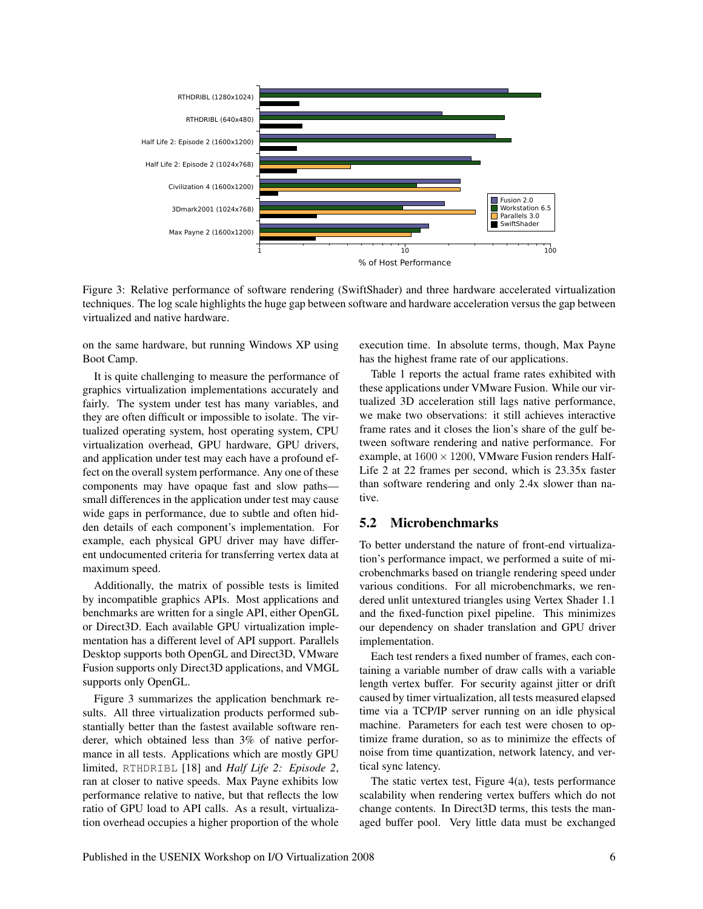RTHDRIBL (1280x1024)
RTHDRIBL (640x480)
Half Life 2: Episode 2 (1600x1200)
Half Life 2: Episode 2 (1024x768)
Civilization 4 (1600x1200)
3Dmark2001 (1024x768)
Max Payne 2 (1600x1200)

Fusion 2.0
Workstation 6.5
Parallels 3.0
SwiftShader

1
10
100

% of Host Performance

Figure 3: Relative performance of software rendering (SwiftShader) and three hardware accelerated virtualization techniques. The log scale highlights the huge gap between software and hardware acceleration versus the gap between virtualized and native hardware.

on the same hardware, but running Windows XP using Boot Camp.

It is quite challenging to measure the performance of graphics virtualization implementations accurately and fairly. The system under test has many variables, and they are often difficult or impossible to isolate. The virtualized operating system, host operating system, CPU virtualization overhead, GPU hardware, GPU drivers, and application under test may each have a profound effect on the overall system performance. Any one of these components may have opaque fast and slow paths—small differences in the application under test may cause wide gaps in performance, due to subtle and often hidden details of each component's implementation. For example, each physical GPU driver may have different undocumented criteria for transferring vertex data at maximum speed.

Additionally, the matrix of possible tests is limited by incompatible graphics APIs. Most applications and benchmarks are written for a single API, either OpenGL or Direct3D. Each available GPU virtualization implementation has a different level of API support. Parallels Desktop supports both OpenGL and Direct3D, VMware Fusion supports only Direct3D applications, and VMGL supports only OpenGL.

Figure 3 summarizes the application benchmark results. All three virtualization products performed substantially better than the fastest available software renderer, which obtained less than 3% of native performance in all tests. Applications which are mostly GPU limited, `RTHDRIBL` [18] and *Half Life 2: Episode 2*, ran at closer to native speeds. Max Payne exhibits low performance relative to native, but that reflects the low ratio of GPU load to API calls. As a result, virtualization overhead occupies a higher proportion of the whole execution time. In absolute terms, though, Max Payne has the highest frame rate of our applications.

Table 1 reports the actual frame rates exhibited with these applications under VMware Fusion. While our virtualized 3D acceleration still lags native performance, we make two observations: it still achieves interactive frame rates and it closes the lion's share of the gulf between software rendering and native performance. For example, at $1600 \times 1200$, VMware Fusion renders Half-Life 2 at 22 frames per second, which is 23.35x faster than software rendering and only 2.4x slower than native.

## 5.2 Microbenchmarks

To better understand the nature of front-end virtualization's performance impact, we performed a suite of microbenchmarks based on triangle rendering speed under various conditions. For all microbenchmarks, we rendered unlit untextured triangles using Vertex Shader 1.1 and the fixed-function pixel pipeline. This minimizes our dependency on shader translation and GPU driver implementation.

Each test renders a fixed number of frames, each containing a variable number of draw calls with a variable length vertex buffer. For security against jitter or drift caused by timer virtualization, all tests measured elapsed time via a TCP/IP server running on an idle physical machine. Parameters for each test were chosen to optimize frame duration, so as to minimize the effects of noise from time quantization, network latency, and vertical sync latency.

The static vertex test, Figure 4(a), tests performance scalability when rendering vertex buffers which do not change contents. In Direct3D terms, this tests the managed buffer pool. Very little data must be exchanged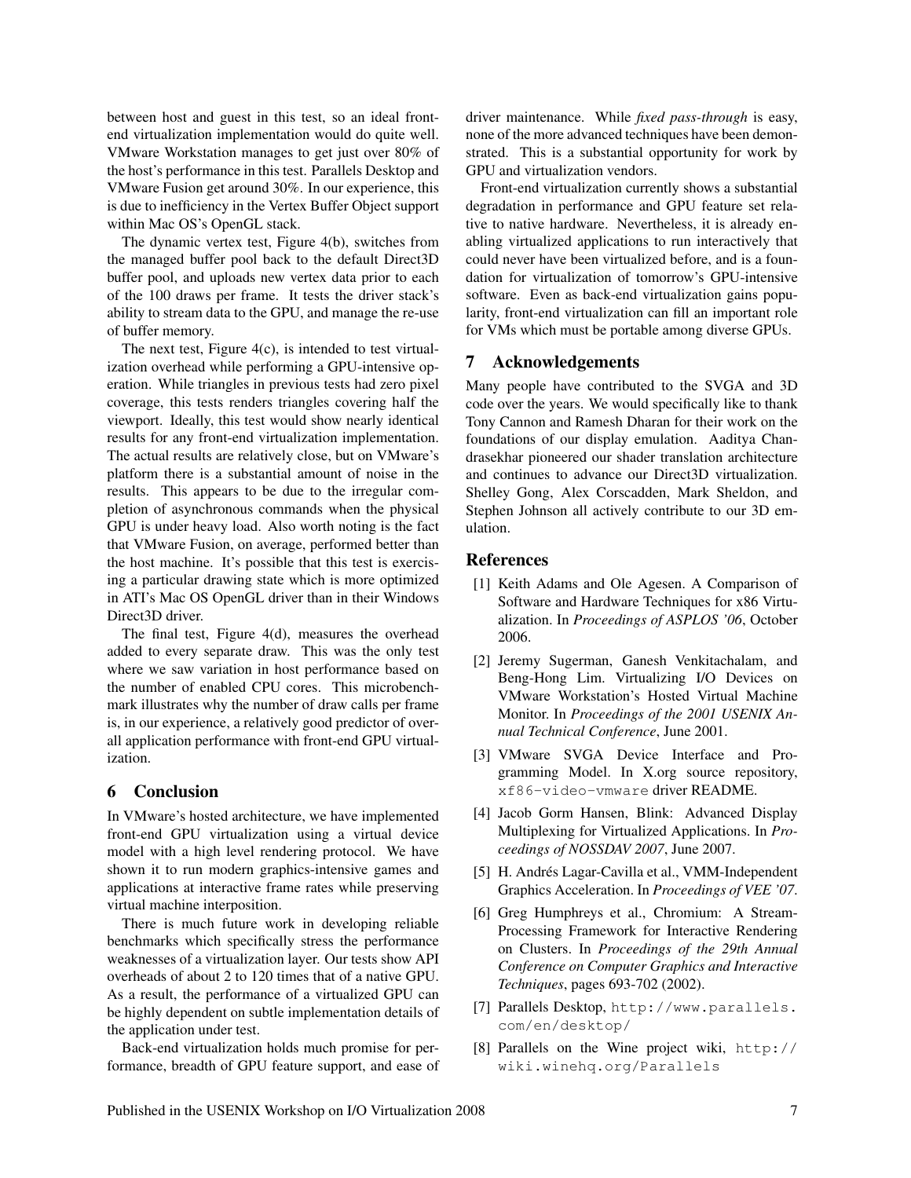between host and guest in this test, so an ideal front-end virtualization implementation would do quite well. VMware Workstation manages to get just over 80% of the host's performance in this test. Parallels Desktop and VMware Fusion get around 30%. In our experience, this is due to inefficiency in the Vertex Buffer Object support within Mac OS's OpenGL stack.

The dynamic vertex test, Figure 4(b), switches from the managed buffer pool back to the default Direct3D buffer pool, and uploads new vertex data prior to each of the 100 draws per frame. It tests the driver stack's ability to stream data to the GPU, and manage the re-use of buffer memory.

The next test, Figure 4(c), is intended to test virtualization overhead while performing a GPU-intensive operation. While triangles in previous tests had zero pixel coverage, this tests renders triangles covering half the viewport. Ideally, this test would show nearly identical results for any front-end virtualization implementation. The actual results are relatively close, but on VMware's platform there is a substantial amount of noise in the results. This appears to be due to the irregular completion of asynchronous commands when the physical GPU is under heavy load. Also worth noting is the fact that VMware Fusion, on average, performed better than the host machine. It's possible that this test is exercising a particular drawing state which is more optimized in ATI's Mac OS OpenGL driver than in their Windows Direct3D driver.

The final test, Figure 4(d), measures the overhead added to every separate draw. This was the only test where we saw variation in host performance based on the number of enabled CPU cores. This microbenchmark illustrates why the number of draw calls per frame is, in our experience, a relatively good predictor of overall application performance with front-end GPU virtualization.

## 6 Conclusion

In VMware's hosted architecture, we have implemented front-end GPU virtualization using a virtual device model with a high level rendering protocol. We have shown it to run modern graphics-intensive games and applications at interactive frame rates while preserving virtual machine interposition.

There is much future work in developing reliable benchmarks which specifically stress the performance weaknesses of a virtualization layer. Our tests show API overheads of about 2 to 120 times that of a native GPU. As a result, the performance of a virtualized GPU can be highly dependent on subtle implementation details of the application under test.

Back-end virtualization holds much promise for performance, breadth of GPU feature support, and ease of driver maintenance. While *fixed pass-through* is easy, none of the more advanced techniques have been demonstrated. This is a substantial opportunity for work by GPU and virtualization vendors.

Front-end virtualization currently shows a substantial degradation in performance and GPU feature set relative to native hardware. Nevertheless, it is already enabling virtualized applications to run interactively that could never have been virtualized before, and is a foundation for virtualization of tomorrow's GPU-intensive software. Even as back-end virtualization gains popularity, front-end virtualization can fill an important role for VMs which must be portable among diverse GPUs.

## 7 Acknowledgements

Many people have contributed to the SVGA and 3D code over the years. We would specifically like to thank Tony Cannon and Ramesh Dharan for their work on the foundations of our display emulation. Aaditya Chandrasekhar pioneered our shader translation architecture and continues to advance our Direct3D virtualization. Shelley Gong, Alex Corscadden, Mark Sheldon, and Stephen Johnson all actively contribute to our 3D emulation.

## References

[1] Keith Adams and Ole Agesen. A Comparison of Software and Hardware Techniques for x86 Virtualization. In *Proceedings of ASPLOS '06*, October 2006.

[2] Jeremy Sugerman, Ganesh Venkitachalam, and Beng-Hong Lim. Virtualizing I/O Devices on VMware Workstation's Hosted Virtual Machine Monitor. In *Proceedings of the 2001 USENIX Annual Technical Conference*, June 2001.

[3] VMware SVGA Device Interface and Programming Model. In X.org source repository, `xf86-video-vmware` driver README.

[4] Jacob Gorm Hansen, Blink: Advanced Display Multiplexing for Virtualized Applications. In *Proceedings of NOSSDAV 2007*, June 2007.

[5] H. Andrés Lagar-Cavilla et al., VMM-Independent Graphics Acceleration. In *Proceedings of VEE '07*.

[6] Greg Humphreys et al., Chromium: A Stream-Processing Framework for Interactive Rendering on Clusters. In *Proceedings of the 29th Annual Conference on Computer Graphics and Interactive Techniques*, pages 693-702 (2002).

[7] Parallels Desktop, `http://www.parallels.com/en/desktop/`

[8] Parallels on the Wine project wiki, `http://wiki.winehq.org/Parallels`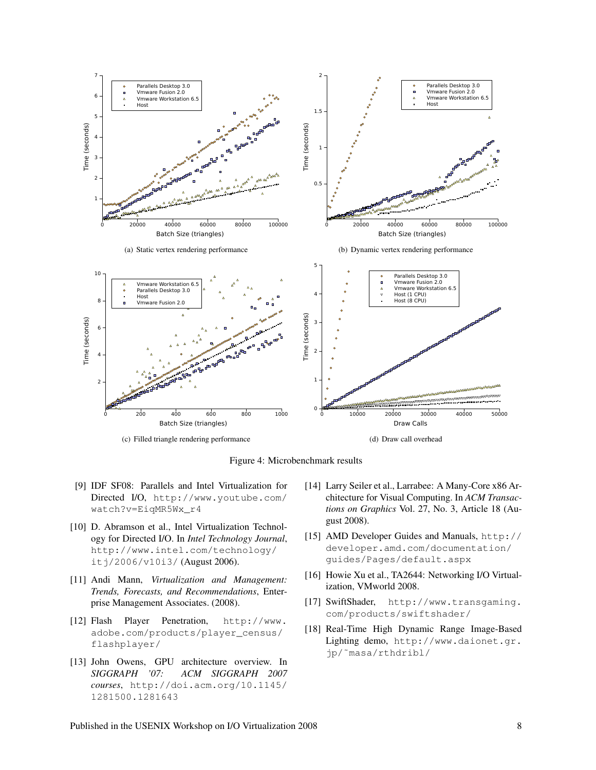Parallels Desktop 3.0
Vmware Fusion 2.0
Vmware Workstation 6.5
Host

Time (seconds)
Batch Size (triangles)

(a) Static vertex rendering performance

Parallels Desktop 3.0
Vmware Fusion 2.0
Vmware Workstation 6.5
Host

Time (seconds)
Batch Size (triangles)

(b) Dynamic vertex rendering performance

Vmware Workstation 6.5
Parallels Desktop 3.0
Host
Vmware Fusion 2.0

Time (seconds)
Batch Size (triangles)

(c) Filled triangle rendering performance

Parallels Desktop 3.0
Vmware Fusion 2.0
Vmware Workstation 6.5
Host (1 CPU)
Host (8 CPU)

Time (seconds)
Draw Calls

(d) Draw call overhead

Figure 4: Microbenchmark results

[9] IDF SF08: Parallels and Intel Virtualization for Directed I/O, http://www.youtube.com/watch?v=EiqMR5Wx_r4

[10] D. Abramson et al., Intel Virtualization Technology for Directed I/O. In *Intel Technology Journal*, http://www.intel.com/technology/itj/2006/v10i3/ (August 2006).

[11] Andi Mann, *Virtualization and Management: Trends, Forecasts, and Recommendations*, Enterprise Management Associates. (2008).

[12] Flash Player Penetration, http://www.adobe.com/products/player_census/flashplayer/

[13] John Owens, GPU architecture overview. In *SIGGRAPH '07: ACM SIGGRAPH 2007 courses*, http://doi.acm.org/10.1145/1281500.1281643

[14] Larry Seiler et al., Larrabee: A Many-Core x86 Architecture for Visual Computing. In *ACM Transactions on Graphics* Vol. 27, No. 3, Article 18 (August 2008).

[15] AMD Developer Guides and Manuals, http://developer.amd.com/documentation/guides/Pages/default.aspx

[16] Howie Xu et al., TA2644: Networking I/O Virtualization, VMworld 2008.

[17] SwiftShader, http://www.transgaming.com/products/swiftshader/

[18] Real-Time High Dynamic Range Image-Based Lighting demo, http://www.daionet.gr.jp/~masa/rthdribl/